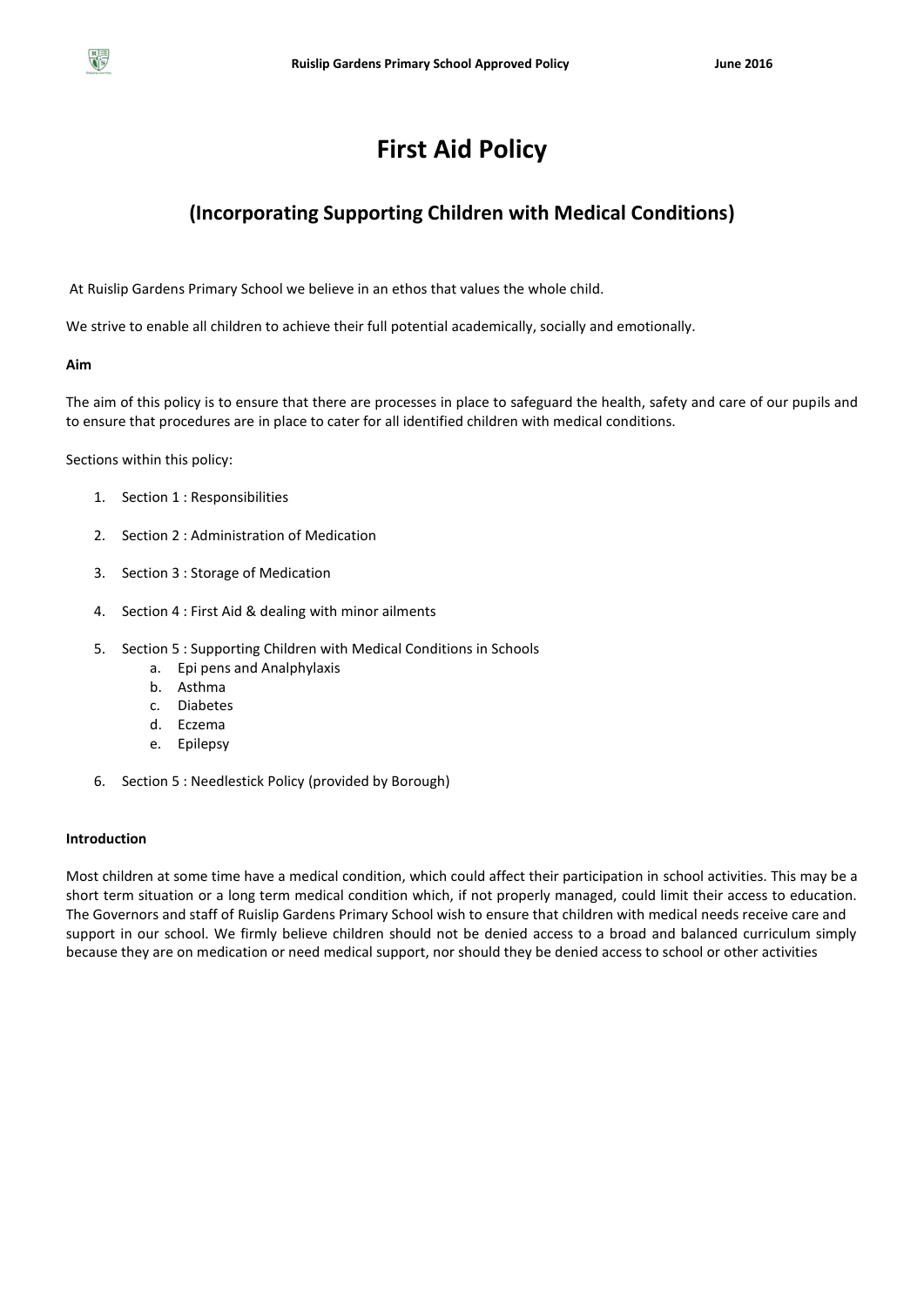# First Aid Policy

## (Incorporating Supporting Children with Medical Conditions)

At Ruislip Gardens Primary School we believe in an ethos that values the whole child.

We strive to enable all children to achieve their full potential academically, socially and emotionally.

**Aim**

The aim of this policy is to ensure that there are processes in place to safeguard the health, safety and care of our pupils and to ensure that procedures are in place to cater for all identified children with medical conditions.

Sections within this policy:

1. Section 1 : Responsibilities
2. Section 2 : Administration of Medication
3. Section 3 : Storage of Medication
4. Section 4 : First Aid & dealing with minor ailments
5. Section 5 : Supporting Children with Medical Conditions in Schools
    a. Epi pens and Analphylaxis
    b. Asthma
    c. Diabetes
    d. Eczema
    e. Epilepsy
6. Section 5 : Needlestick Policy (provided by Borough)

**Introduction**

Most children at some time have a medical condition, which could affect their participation in school activities. This may be a short term situation or a long term medical condition which, if not properly managed, could limit their access to education. The Governors and staff of Ruislip Gardens Primary School wish to ensure that children with medical needs receive care and support in our school. We firmly believe children should not be denied access to a broad and balanced curriculum simply because they are on medication or need medical support, nor should they be denied access to school or other activities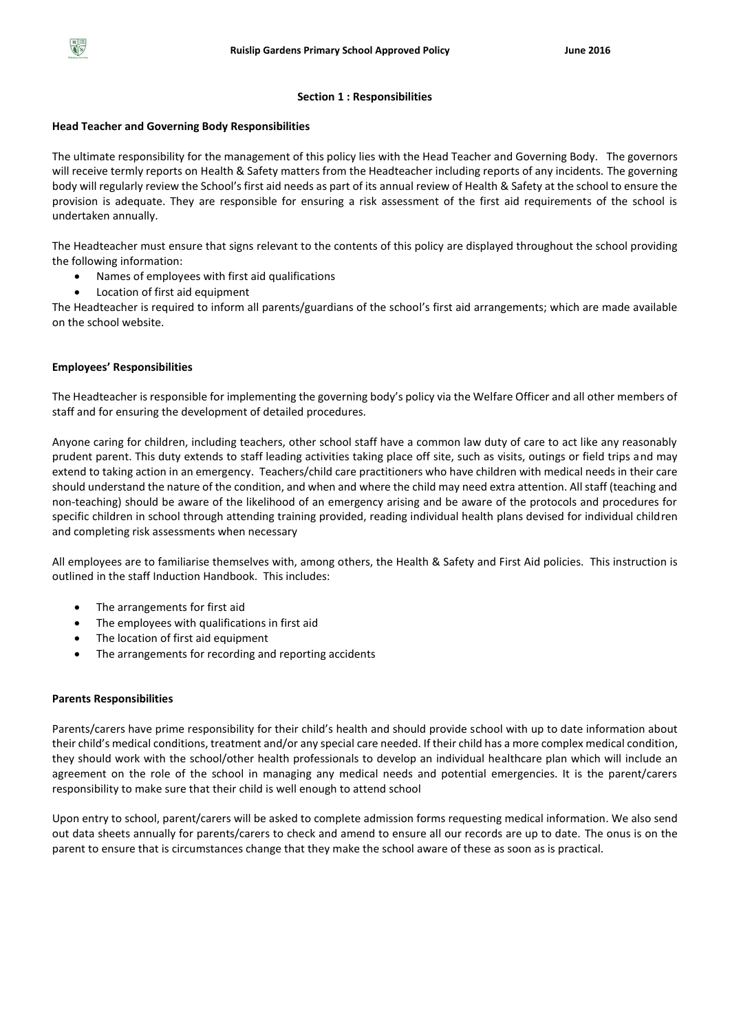## Section 1 : Responsibilities

### Head Teacher and Governing Body Responsibilities

The ultimate responsibility for the management of this policy lies with the Head Teacher and Governing Body. The governors will receive termly reports on Health & Safety matters from the Headteacher including reports of any incidents. The governing body will regularly review the School's first aid needs as part of its annual review of Health & Safety at the school to ensure the provision is adequate. They are responsible for ensuring a risk assessment of the first aid requirements of the school is undertaken annually.

The Headteacher must ensure that signs relevant to the contents of this policy are displayed throughout the school providing the following information:

- Names of employees with first aid qualifications
- Location of first aid equipment

The Headteacher is required to inform all parents/guardians of the school's first aid arrangements; which are made available on the school website.

### Employees' Responsibilities

The Headteacher is responsible for implementing the governing body's policy via the Welfare Officer and all other members of staff and for ensuring the development of detailed procedures.

Anyone caring for children, including teachers, other school staff have a common law duty of care to act like any reasonably prudent parent. This duty extends to staff leading activities taking place off site, such as visits, outings or field trips and may extend to taking action in an emergency. Teachers/child care practitioners who have children with medical needs in their care should understand the nature of the condition, and when and where the child may need extra attention. All staff (teaching and non-teaching) should be aware of the likelihood of an emergency arising and be aware of the protocols and procedures for specific children in school through attending training provided, reading individual health plans devised for individual children and completing risk assessments when necessary

All employees are to familiarise themselves with, among others, the Health & Safety and First Aid policies. This instruction is outlined in the staff Induction Handbook. This includes:

- The arrangements for first aid
- The employees with qualifications in first aid
- The location of first aid equipment
- The arrangements for recording and reporting accidents

### Parents Responsibilities

Parents/carers have prime responsibility for their child's health and should provide school with up to date information about their child's medical conditions, treatment and/or any special care needed. If their child has a more complex medical condition, they should work with the school/other health professionals to develop an individual healthcare plan which will include an agreement on the role of the school in managing any medical needs and potential emergencies. It is the parent/carers responsibility to make sure that their child is well enough to attend school

Upon entry to school, parent/carers will be asked to complete admission forms requesting medical information. We also send out data sheets annually for parents/carers to check and amend to ensure all our records are up to date. The onus is on the parent to ensure that is circumstances change that they make the school aware of these as soon as is practical.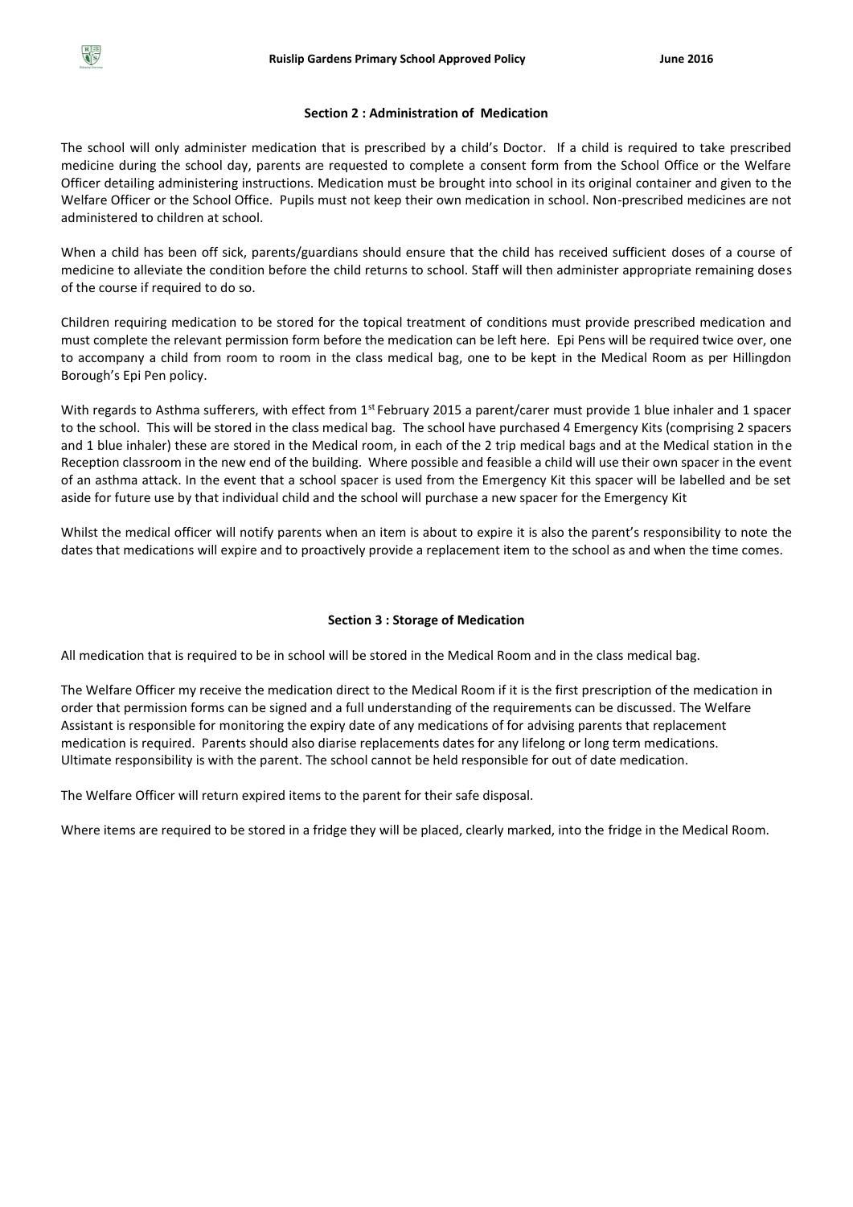## Section 2 : Administration of Medication

The school will only administer medication that is prescribed by a child's Doctor. If a child is required to take prescribed medicine during the school day, parents are requested to complete a consent form from the School Office or the Welfare Officer detailing administering instructions. Medication must be brought into school in its original container and given to the Welfare Officer or the School Office. Pupils must not keep their own medication in school. Non-prescribed medicines are not administered to children at school.

When a child has been off sick, parents/guardians should ensure that the child has received sufficient doses of a course of medicine to alleviate the condition before the child returns to school. Staff will then administer appropriate remaining doses of the course if required to do so.

Children requiring medication to be stored for the topical treatment of conditions must provide prescribed medication and must complete the relevant permission form before the medication can be left here. Epi Pens will be required twice over, one to accompany a child from room to room in the class medical bag, one to be kept in the Medical Room as per Hillingdon Borough's Epi Pen policy.

With regards to Asthma sufferers, with effect from 1st February 2015 a parent/carer must provide 1 blue inhaler and 1 spacer to the school. This will be stored in the class medical bag. The school have purchased 4 Emergency Kits (comprising 2 spacers and 1 blue inhaler) these are stored in the Medical room, in each of the 2 trip medical bags and at the Medical station in the Reception classroom in the new end of the building. Where possible and feasible a child will use their own spacer in the event of an asthma attack. In the event that a school spacer is used from the Emergency Kit this spacer will be labelled and be set aside for future use by that individual child and the school will purchase a new spacer for the Emergency Kit

Whilst the medical officer will notify parents when an item is about to expire it is also the parent's responsibility to note the dates that medications will expire and to proactively provide a replacement item to the school as and when the time comes.

## Section 3 : Storage of Medication

All medication that is required to be in school will be stored in the Medical Room and in the class medical bag.

The Welfare Officer my receive the medication direct to the Medical Room if it is the first prescription of the medication in order that permission forms can be signed and a full understanding of the requirements can be discussed. The Welfare Assistant is responsible for monitoring the expiry date of any medications of for advising parents that replacement medication is required. Parents should also diarise replacements dates for any lifelong or long term medications. Ultimate responsibility is with the parent. The school cannot be held responsible for out of date medication.

The Welfare Officer will return expired items to the parent for their safe disposal.

Where items are required to be stored in a fridge they will be placed, clearly marked, into the fridge in the Medical Room.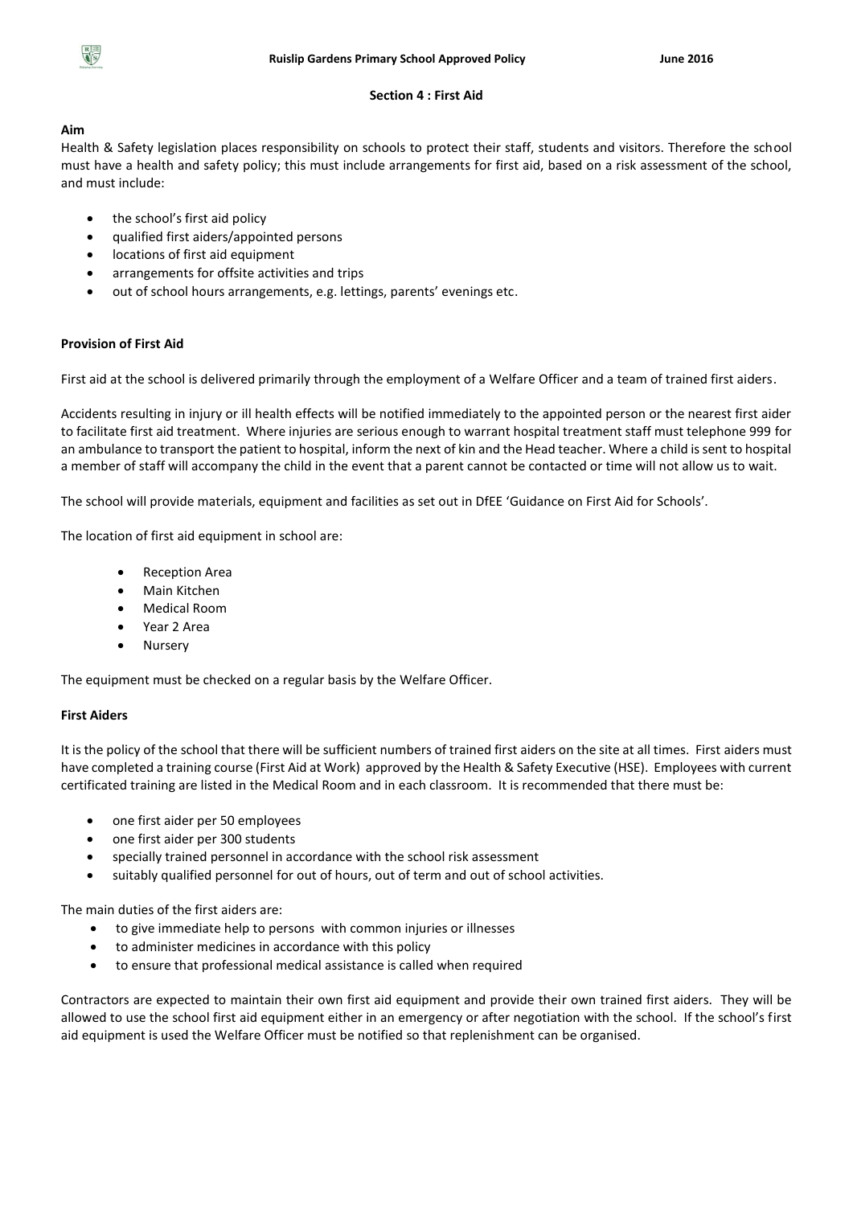## Section 4 : First Aid

**Aim**

Health & Safety legislation places responsibility on schools to protect their staff, students and visitors. Therefore the school must have a health and safety policy; this must include arrangements for first aid, based on a risk assessment of the school, and must include:

- the school's first aid policy
- qualified first aiders/appointed persons
- locations of first aid equipment
- arrangements for offsite activities and trips
- out of school hours arrangements, e.g. lettings, parents' evenings etc.

**Provision of First Aid**

First aid at the school is delivered primarily through the employment of a Welfare Officer and a team of trained first aiders.

Accidents resulting in injury or ill health effects will be notified immediately to the appointed person or the nearest first aider to facilitate first aid treatment. Where injuries are serious enough to warrant hospital treatment staff must telephone 999 for an ambulance to transport the patient to hospital, inform the next of kin and the Head teacher. Where a child is sent to hospital a member of staff will accompany the child in the event that a parent cannot be contacted or time will not allow us to wait.

The school will provide materials, equipment and facilities as set out in DfEE 'Guidance on First Aid for Schools'.

The location of first aid equipment in school are:

- Reception Area
- Main Kitchen
- Medical Room
- Year 2 Area
- Nursery

The equipment must be checked on a regular basis by the Welfare Officer.

**First Aiders**

It is the policy of the school that there will be sufficient numbers of trained first aiders on the site at all times. First aiders must have completed a training course (First Aid at Work) approved by the Health & Safety Executive (HSE). Employees with current certificated training are listed in the Medical Room and in each classroom. It is recommended that there must be:

- one first aider per 50 employees
- one first aider per 300 students
- specially trained personnel in accordance with the school risk assessment
- suitably qualified personnel for out of hours, out of term and out of school activities.

The main duties of the first aiders are:

- to give immediate help to persons with common injuries or illnesses
- to administer medicines in accordance with this policy
- to ensure that professional medical assistance is called when required

Contractors are expected to maintain their own first aid equipment and provide their own trained first aiders. They will be allowed to use the school first aid equipment either in an emergency or after negotiation with the school. If the school's first aid equipment is used the Welfare Officer must be notified so that replenishment can be organised.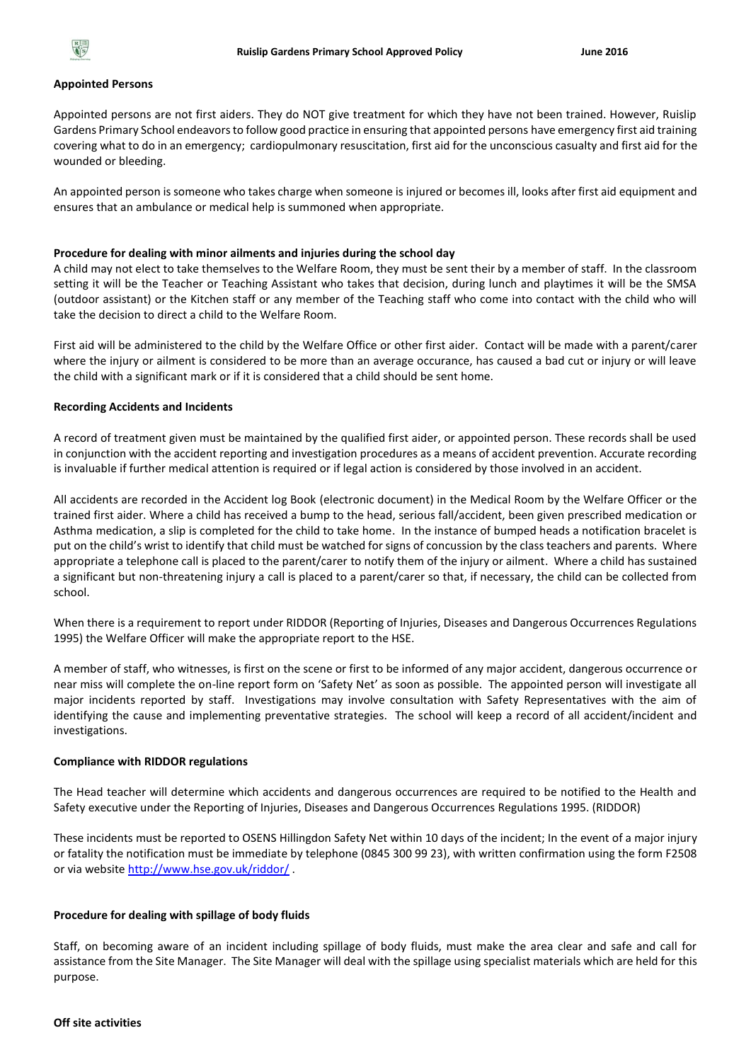**Appointed Persons**

Appointed persons are not first aiders. They do NOT give treatment for which they have not been trained. However, Ruislip Gardens Primary School endeavors to follow good practice in ensuring that appointed persons have emergency first aid training covering what to do in an emergency; cardiopulmonary resuscitation, first aid for the unconscious casualty and first aid for the wounded or bleeding.

An appointed person is someone who takes charge when someone is injured or becomes ill, looks after first aid equipment and ensures that an ambulance or medical help is summoned when appropriate.

**Procedure for dealing with minor ailments and injuries during the school day**

A child may not elect to take themselves to the Welfare Room, they must be sent their by a member of staff. In the classroom setting it will be the Teacher or Teaching Assistant who takes that decision, during lunch and playtimes it will be the SMSA (outdoor assistant) or the Kitchen staff or any member of the Teaching staff who come into contact with the child who will take the decision to direct a child to the Welfare Room.

First aid will be administered to the child by the Welfare Office or other first aider. Contact will be made with a parent/carer where the injury or ailment is considered to be more than an average occurance, has caused a bad cut or injury or will leave the child with a significant mark or if it is considered that a child should be sent home.

**Recording Accidents and Incidents**

A record of treatment given must be maintained by the qualified first aider, or appointed person. These records shall be used in conjunction with the accident reporting and investigation procedures as a means of accident prevention. Accurate recording is invaluable if further medical attention is required or if legal action is considered by those involved in an accident.

All accidents are recorded in the Accident log Book (electronic document) in the Medical Room by the Welfare Officer or the trained first aider. Where a child has received a bump to the head, serious fall/accident, been given prescribed medication or Asthma medication, a slip is completed for the child to take home. In the instance of bumped heads a notification bracelet is put on the child's wrist to identify that child must be watched for signs of concussion by the class teachers and parents. Where appropriate a telephone call is placed to the parent/carer to notify them of the injury or ailment. Where a child has sustained a significant but non-threatening injury a call is placed to a parent/carer so that, if necessary, the child can be collected from school.

When there is a requirement to report under RIDDOR (Reporting of Injuries, Diseases and Dangerous Occurrences Regulations 1995) the Welfare Officer will make the appropriate report to the HSE.

A member of staff, who witnesses, is first on the scene or first to be informed of any major accident, dangerous occurrence or near miss will complete the on-line report form on 'Safety Net' as soon as possible. The appointed person will investigate all major incidents reported by staff. Investigations may involve consultation with Safety Representatives with the aim of identifying the cause and implementing preventative strategies. The school will keep a record of all accident/incident and investigations.

**Compliance with RIDDOR regulations**

The Head teacher will determine which accidents and dangerous occurrences are required to be notified to the Health and Safety executive under the Reporting of Injuries, Diseases and Dangerous Occurrences Regulations 1995. (RIDDOR)

These incidents must be reported to OSENS Hillingdon Safety Net within 10 days of the incident; In the event of a major injury or fatality the notification must be immediate by telephone (0845 300 99 23), with written confirmation using the form F2508 or via website http://www.hse.gov.uk/riddor/ .

**Procedure for dealing with spillage of body fluids**

Staff, on becoming aware of an incident including spillage of body fluids, must make the area clear and safe and call for assistance from the Site Manager. The Site Manager will deal with the spillage using specialist materials which are held for this purpose.

**Off site activities**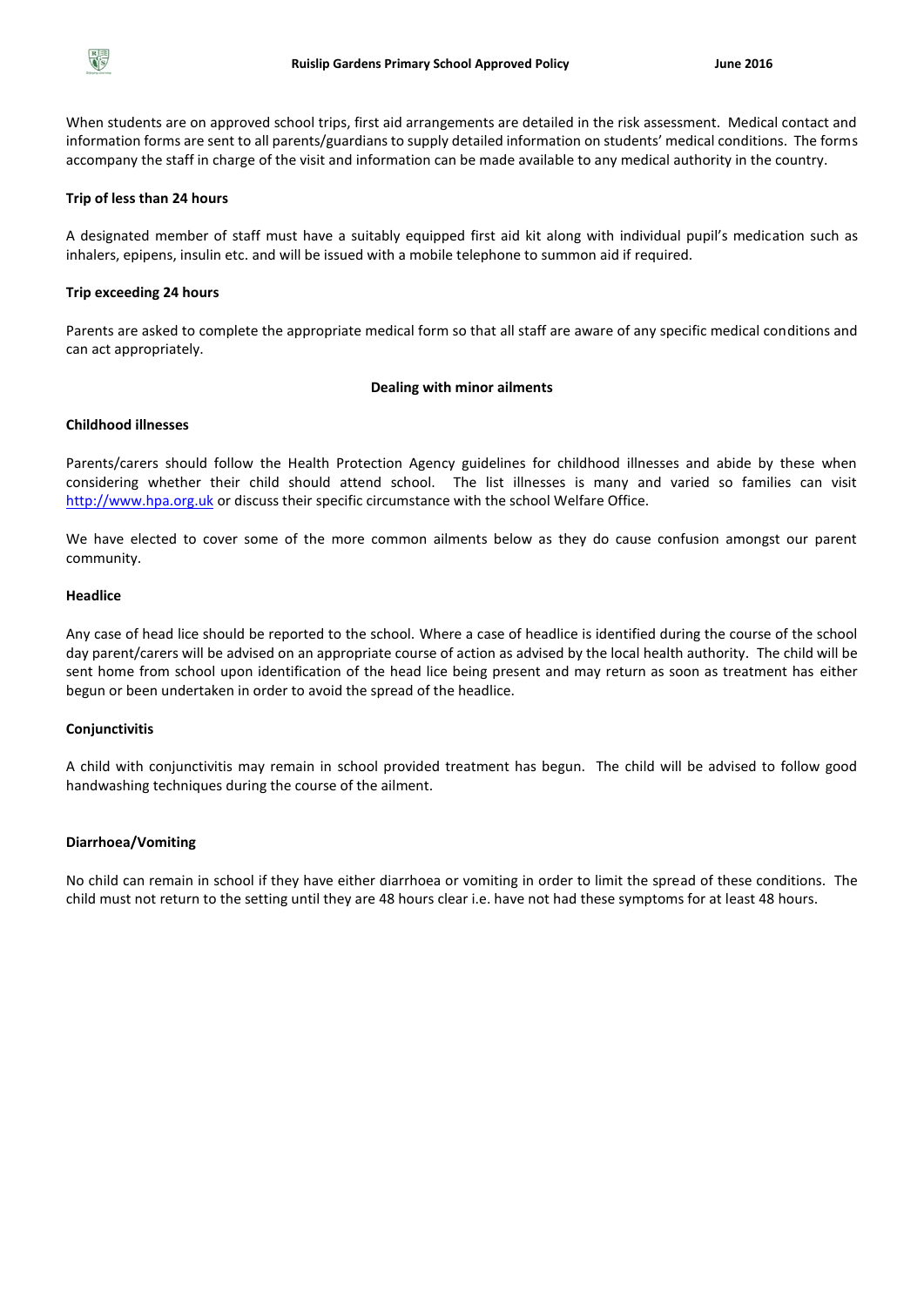When students are on approved school trips, first aid arrangements are detailed in the risk assessment. Medical contact and information forms are sent to all parents/guardians to supply detailed information on students' medical conditions. The forms accompany the staff in charge of the visit and information can be made available to any medical authority in the country.

**Trip of less than 24 hours**

A designated member of staff must have a suitably equipped first aid kit along with individual pupil's medication such as inhalers, epipens, insulin etc. and will be issued with a mobile telephone to summon aid if required.

**Trip exceeding 24 hours**

Parents are asked to complete the appropriate medical form so that all staff are aware of any specific medical conditions and can act appropriately.

**Dealing with minor ailments**

**Childhood illnesses**

Parents/carers should follow the Health Protection Agency guidelines for childhood illnesses and abide by these when considering whether their child should attend school. The list illnesses is many and varied so families can visit [http://www.hpa.org.uk](http://www.hpa.org.uk) or discuss their specific circumstance with the school Welfare Office.

We have elected to cover some of the more common ailments below as they do cause confusion amongst our parent community.

**Headlice**

Any case of head lice should be reported to the school. Where a case of headlice is identified during the course of the school day parent/carers will be advised on an appropriate course of action as advised by the local health authority. The child will be sent home from school upon identification of the head lice being present and may return as soon as treatment has either begun or been undertaken in order to avoid the spread of the headlice.

**Conjunctivitis**

A child with conjunctivitis may remain in school provided treatment has begun. The child will be advised to follow good handwashing techniques during the course of the ailment.

**Diarrhoea/Vomiting**

No child can remain in school if they have either diarrhoea or vomiting in order to limit the spread of these conditions. The child must not return to the setting until they are 48 hours clear i.e. have not had these symptoms for at least 48 hours.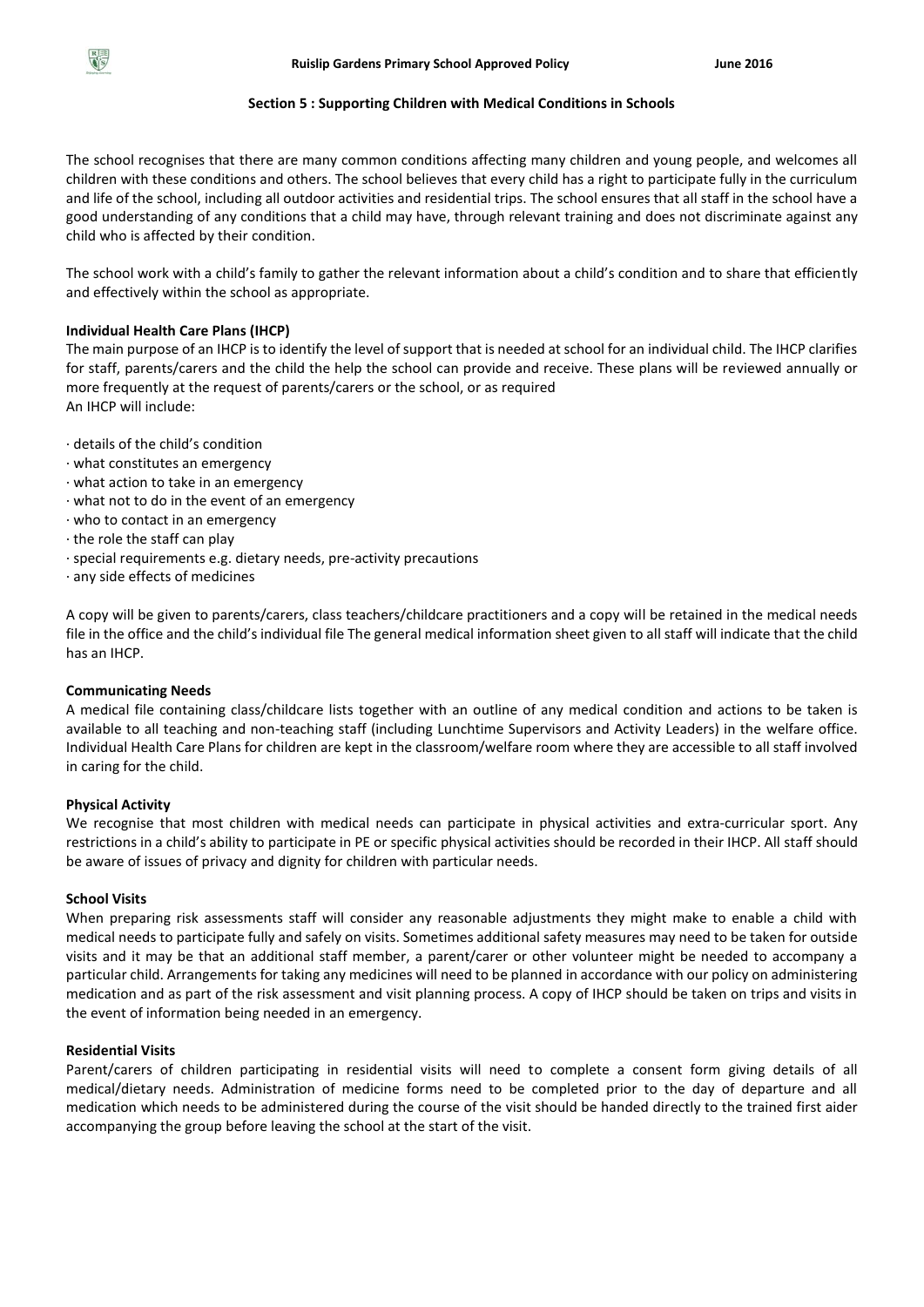## Section 5 : Supporting Children with Medical Conditions in Schools

The school recognises that there are many common conditions affecting many children and young people, and welcomes all children with these conditions and others. The school believes that every child has a right to participate fully in the curriculum and life of the school, including all outdoor activities and residential trips. The school ensures that all staff in the school have a good understanding of any conditions that a child may have, through relevant training and does not discriminate against any child who is affected by their condition.

The school work with a child's family to gather the relevant information about a child's condition and to share that efficiently and effectively within the school as appropriate.

### Individual Health Care Plans (IHCP)

The main purpose of an IHCP is to identify the level of support that is needed at school for an individual child. The IHCP clarifies for staff, parents/carers and the child the help the school can provide and receive. These plans will be reviewed annually or more frequently at the request of parents/carers or the school, or as required
An IHCP will include:

· details of the child's condition
· what constitutes an emergency
· what action to take in an emergency
· what not to do in the event of an emergency
· who to contact in an emergency
· the role the staff can play
· special requirements e.g. dietary needs, pre-activity precautions
· any side effects of medicines

A copy will be given to parents/carers, class teachers/childcare practitioners and a copy will be retained in the medical needs file in the office and the child's individual file The general medical information sheet given to all staff will indicate that the child has an IHCP.

### Communicating Needs

A medical file containing class/childcare lists together with an outline of any medical condition and actions to be taken is available to all teaching and non-teaching staff (including Lunchtime Supervisors and Activity Leaders) in the welfare office. Individual Health Care Plans for children are kept in the classroom/welfare room where they are accessible to all staff involved in caring for the child.

### Physical Activity

We recognise that most children with medical needs can participate in physical activities and extra-curricular sport. Any restrictions in a child's ability to participate in PE or specific physical activities should be recorded in their IHCP. All staff should be aware of issues of privacy and dignity for children with particular needs.

### School Visits

When preparing risk assessments staff will consider any reasonable adjustments they might make to enable a child with medical needs to participate fully and safely on visits. Sometimes additional safety measures may need to be taken for outside visits and it may be that an additional staff member, a parent/carer or other volunteer might be needed to accompany a particular child. Arrangements for taking any medicines will need to be planned in accordance with our policy on administering medication and as part of the risk assessment and visit planning process. A copy of IHCP should be taken on trips and visits in the event of information being needed in an emergency.

### Residential Visits

Parent/carers of children participating in residential visits will need to complete a consent form giving details of all medical/dietary needs. Administration of medicine forms need to be completed prior to the day of departure and all medication which needs to be administered during the course of the visit should be handed directly to the trained first aider accompanying the group before leaving the school at the start of the visit.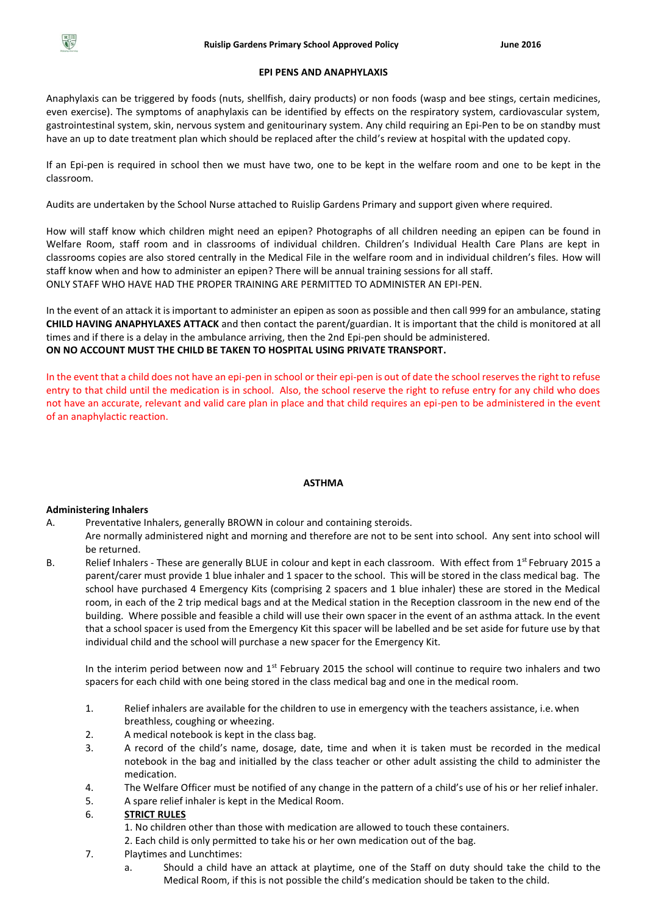## EPI PENS AND ANAPHYLAXIS

Anaphylaxis can be triggered by foods (nuts, shellfish, dairy products) or non foods (wasp and bee stings, certain medicines, even exercise). The symptoms of anaphylaxis can be identified by effects on the respiratory system, cardiovascular system, gastrointestinal system, skin, nervous system and genitourinary system. Any child requiring an Epi-Pen to be on standby must have an up to date treatment plan which should be replaced after the child's review at hospital with the updated copy.

If an Epi-pen is required in school then we must have two, one to be kept in the welfare room and one to be kept in the classroom.

Audits are undertaken by the School Nurse attached to Ruislip Gardens Primary and support given where required.

How will staff know which children might need an epipen? Photographs of all children needing an epipen can be found in Welfare Room, staff room and in classrooms of individual children. Children's Individual Health Care Plans are kept in classrooms copies are also stored centrally in the Medical File in the welfare room and in individual children's files. How will staff know when and how to administer an epipen? There will be annual training sessions for all staff.
ONLY STAFF WHO HAVE HAD THE PROPER TRAINING ARE PERMITTED TO ADMINISTER AN EPI-PEN.

In the event of an attack it is important to administer an epipen as soon as possible and then call 999 for an ambulance, stating **CHILD HAVING ANAPHYLAXES ATTACK** and then contact the parent/guardian. It is important that the child is monitored at all times and if there is a delay in the ambulance arriving, then the 2nd Epi-pen should be administered.
**ON NO ACCOUNT MUST THE CHILD BE TAKEN TO HOSPITAL USING PRIVATE TRANSPORT.**

In the event that a child does not have an epi-pen in school or their epi-pen is out of date the school reserves the right to refuse entry to that child until the medication is in school. Also, the school reserve the right to refuse entry for any child who does not have an accurate, relevant and valid care plan in place and that child requires an epi-pen to be administered in the event of an anaphylactic reaction.

## ASTHMA

**Administering Inhalers**

A. Preventative Inhalers, generally BROWN in colour and containing steroids.
Are normally administered night and morning and therefore are not to be sent into school. Any sent into school will be returned.

B. Relief Inhalers - These are generally BLUE in colour and kept in each classroom. With effect from 1st February 2015 a parent/carer must provide 1 blue inhaler and 1 spacer to the school. This will be stored in the class medical bag. The school have purchased 4 Emergency Kits (comprising 2 spacers and 1 blue inhaler) these are stored in the Medical room, in each of the 2 trip medical bags and at the Medical station in the Reception classroom in the new end of the building. Where possible and feasible a child will use their own spacer in the event of an asthma attack. In the event that a school spacer is used from the Emergency Kit this spacer will be labelled and be set aside for future use by that individual child and the school will purchase a new spacer for the Emergency Kit.

In the interim period between now and 1st February 2015 the school will continue to require two inhalers and two spacers for each child with one being stored in the class medical bag and one in the medical room.

1. Relief inhalers are available for the children to use in emergency with the teachers assistance, i.e. when breathless, coughing or wheezing.
2. A medical notebook is kept in the class bag.
3. A record of the child's name, dosage, date, time and when it is taken must be recorded in the medical notebook in the bag and initialled by the class teacher or other adult assisting the child to administer the medication.
4. The Welfare Officer must be notified of any change in the pattern of a child's use of his or her relief inhaler.
5. A spare relief inhaler is kept in the Medical Room.
6. **<u>STRICT RULES</u>**
   1. No children other than those with medication are allowed to touch these containers.
   2. Each child is only permitted to take his or her own medication out of the bag.
7. Playtimes and Lunchtimes:
   a. Should a child have an attack at playtime, one of the Staff on duty should take the child to the Medical Room, if this is not possible the child's medication should be taken to the child.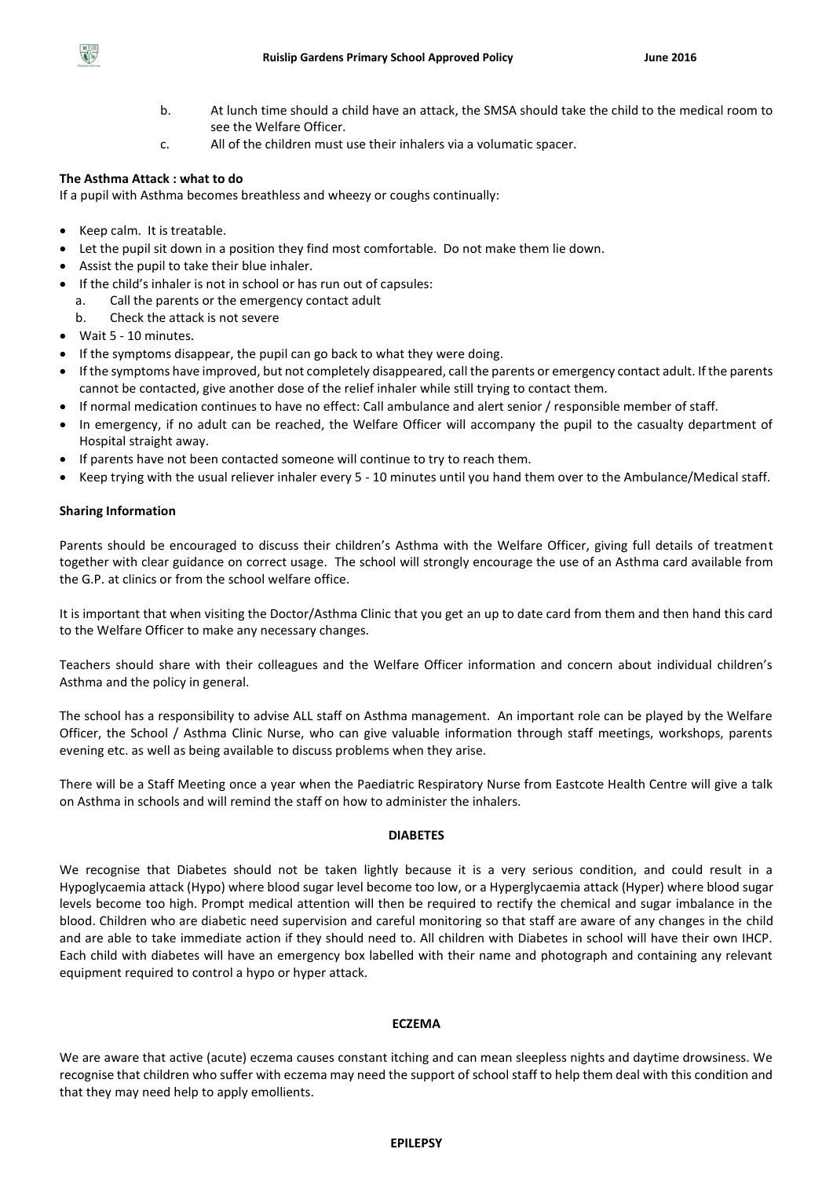b. At lunch time should a child have an attack, the SMSA should take the child to the medical room to see the Welfare Officer.

c. All of the children must use their inhalers via a volumatic spacer.

**The Asthma Attack : what to do**

If a pupil with Asthma becomes breathless and wheezy or coughs continually:

- Keep calm. It is treatable.
- Let the pupil sit down in a position they find most comfortable. Do not make them lie down.
- Assist the pupil to take their blue inhaler.
- If the child's inhaler is not in school or has run out of capsules:
  a. Call the parents or the emergency contact adult
  b. Check the attack is not severe
- Wait 5 - 10 minutes.
- If the symptoms disappear, the pupil can go back to what they were doing.
- If the symptoms have improved, but not completely disappeared, call the parents or emergency contact adult. If the parents cannot be contacted, give another dose of the relief inhaler while still trying to contact them.
- If normal medication continues to have no effect: Call ambulance and alert senior / responsible member of staff.
- In emergency, if no adult can be reached, the Welfare Officer will accompany the pupil to the casualty department of Hospital straight away.
- If parents have not been contacted someone will continue to try to reach them.
- Keep trying with the usual reliever inhaler every 5 - 10 minutes until you hand them over to the Ambulance/Medical staff.

**Sharing Information**

Parents should be encouraged to discuss their children's Asthma with the Welfare Officer, giving full details of treatment together with clear guidance on correct usage. The school will strongly encourage the use of an Asthma card available from the G.P. at clinics or from the school welfare office.

It is important that when visiting the Doctor/Asthma Clinic that you get an up to date card from them and then hand this card to the Welfare Officer to make any necessary changes.

Teachers should share with their colleagues and the Welfare Officer information and concern about individual children's Asthma and the policy in general.

The school has a responsibility to advise ALL staff on Asthma management. An important role can be played by the Welfare Officer, the School / Asthma Clinic Nurse, who can give valuable information through staff meetings, workshops, parents evening etc. as well as being available to discuss problems when they arise.

There will be a Staff Meeting once a year when the Paediatric Respiratory Nurse from Eastcote Health Centre will give a talk on Asthma in schools and will remind the staff on how to administer the inhalers.

**DIABETES**

We recognise that Diabetes should not be taken lightly because it is a very serious condition, and could result in a Hypoglycaemia attack (Hypo) where blood sugar level become too low, or a Hyperglycaemia attack (Hyper) where blood sugar levels become too high. Prompt medical attention will then be required to rectify the chemical and sugar imbalance in the blood. Children who are diabetic need supervision and careful monitoring so that staff are aware of any changes in the child and are able to take immediate action if they should need to. All children with Diabetes in school will have their own IHCP. Each child with diabetes will have an emergency box labelled with their name and photograph and containing any relevant equipment required to control a hypo or hyper attack.

**ECZEMA**

We are aware that active (acute) eczema causes constant itching and can mean sleepless nights and daytime drowsiness. We recognise that children who suffer with eczema may need the support of school staff to help them deal with this condition and that they may need help to apply emollients.

**EPILEPSY**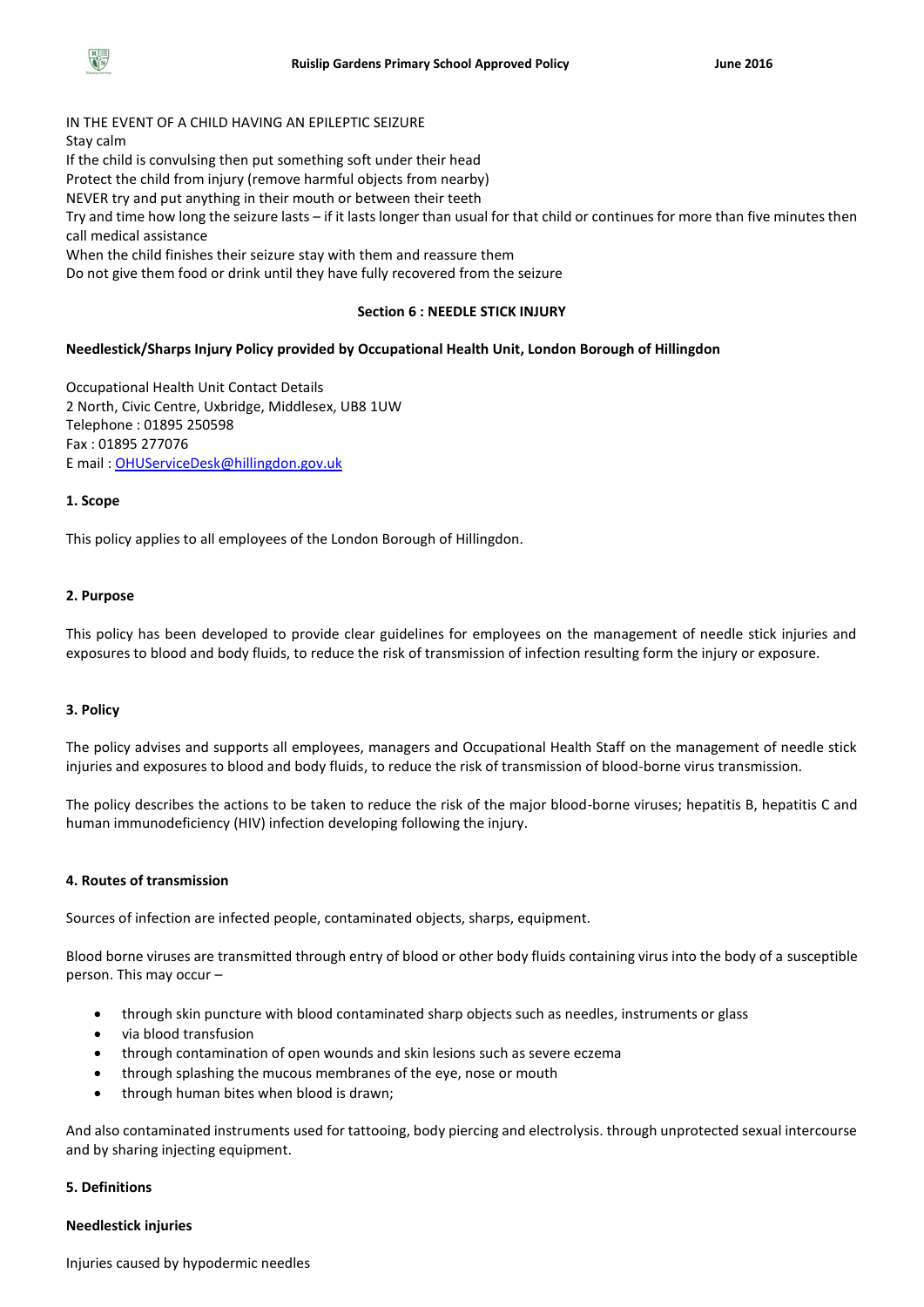IN THE EVENT OF A CHILD HAVING AN EPILEPTIC SEIZURE
Stay calm
If the child is convulsing then put something soft under their head
Protect the child from injury (remove harmful objects from nearby)
NEVER try and put anything in their mouth or between their teeth
Try and time how long the seizure lasts – if it lasts longer than usual for that child or continues for more than five minutes then call medical assistance
When the child finishes their seizure stay with them and reassure them
Do not give them food or drink until they have fully recovered from the seizure

## Section 6 : NEEDLE STICK INJURY

**Needlestick/Sharps Injury Policy provided by Occupational Health Unit, London Borough of Hillingdon**

Occupational Health Unit Contact Details
2 North, Civic Centre, Uxbridge, Middlesex, UB8 1UW
Telephone : 01895 250598
Fax : 01895 277076
E mail : OHUServiceDesk@hillingdon.gov.uk

### 1. Scope

This policy applies to all employees of the London Borough of Hillingdon.

### 2. Purpose

This policy has been developed to provide clear guidelines for employees on the management of needle stick injuries and exposures to blood and body fluids, to reduce the risk of transmission of infection resulting form the injury or exposure.

### 3. Policy

The policy advises and supports all employees, managers and Occupational Health Staff on the management of needle stick injuries and exposures to blood and body fluids, to reduce the risk of transmission of blood-borne virus transmission.

The policy describes the actions to be taken to reduce the risk of the major blood-borne viruses; hepatitis B, hepatitis C and human immunodeficiency (HIV) infection developing following the injury.

### 4. Routes of transmission

Sources of infection are infected people, contaminated objects, sharps, equipment.

Blood borne viruses are transmitted through entry of blood or other body fluids containing virus into the body of a susceptible person. This may occur –

- through skin puncture with blood contaminated sharp objects such as needles, instruments or glass
- via blood transfusion
- through contamination of open wounds and skin lesions such as severe eczema
- through splashing the mucous membranes of the eye, nose or mouth
- through human bites when blood is drawn;

And also contaminated instruments used for tattooing, body piercing and electrolysis. through unprotected sexual intercourse and by sharing injecting equipment.

### 5. Definitions

**Needlestick injuries**

Injuries caused by hypodermic needles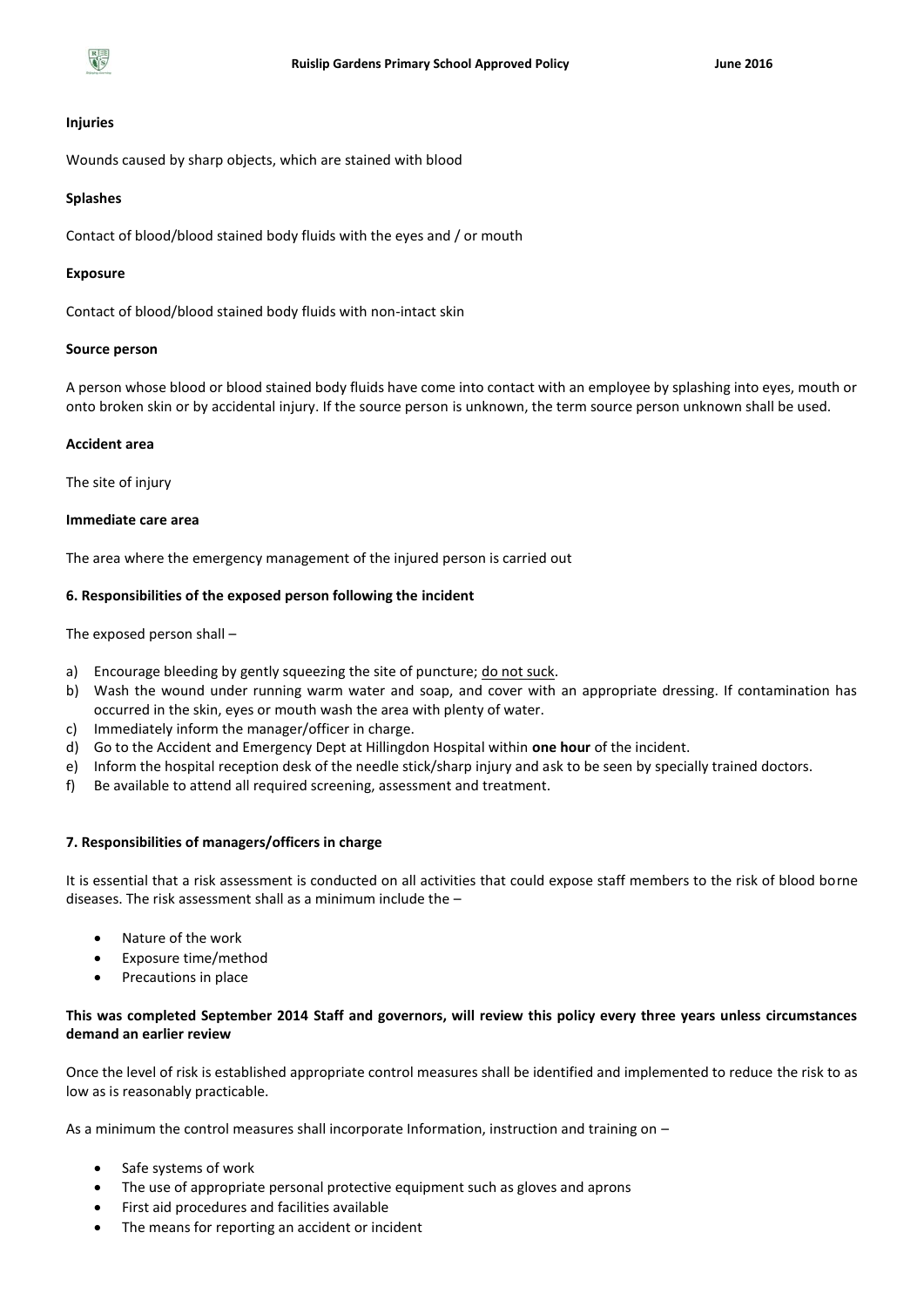**Injuries**

Wounds caused by sharp objects, which are stained with blood

**Splashes**

Contact of blood/blood stained body fluids with the eyes and / or mouth

**Exposure**

Contact of blood/blood stained body fluids with non-intact skin

**Source person**

A person whose blood or blood stained body fluids have come into contact with an employee by splashing into eyes, mouth or onto broken skin or by accidental injury. If the source person is unknown, the term source person unknown shall be used.

**Accident area**

The site of injury

**Immediate care area**

The area where the emergency management of the injured person is carried out

**6. Responsibilities of the exposed person following the incident**

The exposed person shall –

a) Encourage bleeding by gently squeezing the site of puncture; <u>do not suck</u>.
b) Wash the wound under running warm water and soap, and cover with an appropriate dressing. If contamination has occurred in the skin, eyes or mouth wash the area with plenty of water.
c) Immediately inform the manager/officer in charge.
d) Go to the Accident and Emergency Dept at Hillingdon Hospital within **one hour** of the incident.
e) Inform the hospital reception desk of the needle stick/sharp injury and ask to be seen by specially trained doctors.
f) Be available to attend all required screening, assessment and treatment.

**7. Responsibilities of managers/officers in charge**

It is essential that a risk assessment is conducted on all activities that could expose staff members to the risk of blood borne diseases. The risk assessment shall as a minimum include the –

- Nature of the work
- Exposure time/method
- Precautions in place

**This was completed September 2014 Staff and governors, will review this policy every three years unless circumstances demand an earlier review**

Once the level of risk is established appropriate control measures shall be identified and implemented to reduce the risk to as low as is reasonably practicable.

As a minimum the control measures shall incorporate Information, instruction and training on –

- Safe systems of work
- The use of appropriate personal protective equipment such as gloves and aprons
- First aid procedures and facilities available
- The means for reporting an accident or incident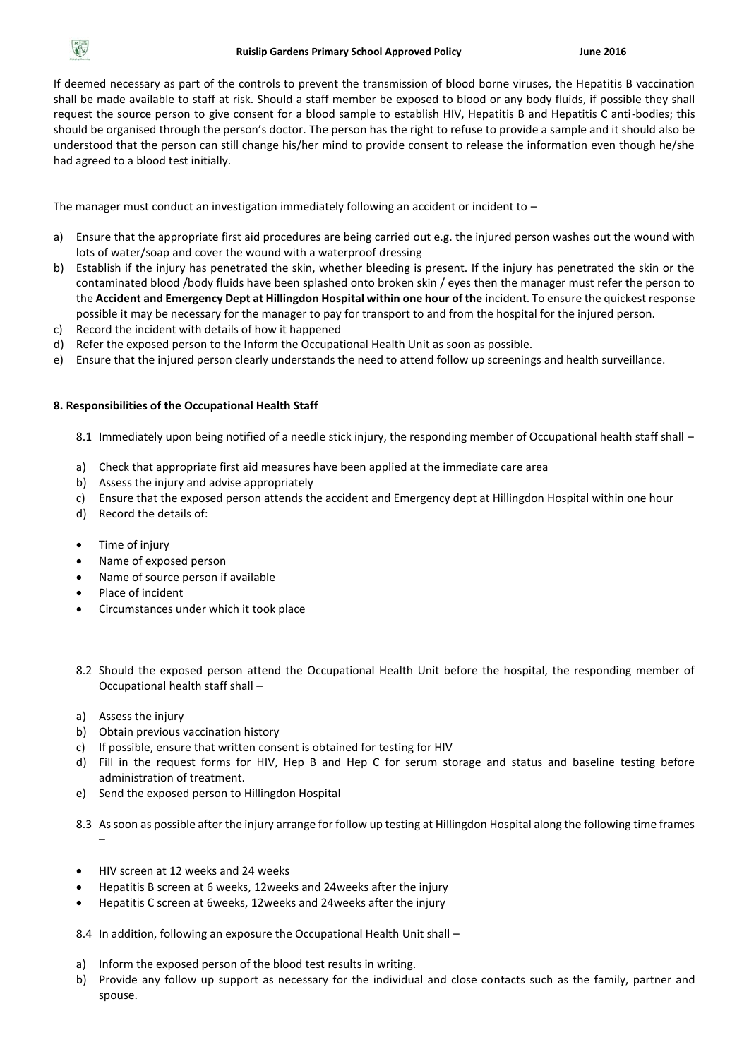If deemed necessary as part of the controls to prevent the transmission of blood borne viruses, the Hepatitis B vaccination shall be made available to staff at risk. Should a staff member be exposed to blood or any body fluids, if possible they shall request the source person to give consent for a blood sample to establish HIV, Hepatitis B and Hepatitis C anti-bodies; this should be organised through the person's doctor. The person has the right to refuse to provide a sample and it should also be understood that the person can still change his/her mind to provide consent to release the information even though he/she had agreed to a blood test initially.

The manager must conduct an investigation immediately following an accident or incident to –

a) Ensure that the appropriate first aid procedures are being carried out e.g. the injured person washes out the wound with lots of water/soap and cover the wound with a waterproof dressing
b) Establish if the injury has penetrated the skin, whether bleeding is present. If the injury has penetrated the skin or the contaminated blood /body fluids have been splashed onto broken skin / eyes then the manager must refer the person to the **Accident and Emergency Dept at Hillingdon Hospital within one hour of the** incident. To ensure the quickest response possible it may be necessary for the manager to pay for transport to and from the hospital for the injured person.
c) Record the incident with details of how it happened
d) Refer the exposed person to the Inform the Occupational Health Unit as soon as possible.
e) Ensure that the injured person clearly understands the need to attend follow up screenings and health surveillance.

**8. Responsibilities of the Occupational Health Staff**

8.1 Immediately upon being notified of a needle stick injury, the responding member of Occupational health staff shall –

a) Check that appropriate first aid measures have been applied at the immediate care area
b) Assess the injury and advise appropriately
c) Ensure that the exposed person attends the accident and Emergency dept at Hillingdon Hospital within one hour
d) Record the details of:

- Time of injury
- Name of exposed person
- Name of source person if available
- Place of incident
- Circumstances under which it took place

8.2 Should the exposed person attend the Occupational Health Unit before the hospital, the responding member of Occupational health staff shall –

a) Assess the injury
b) Obtain previous vaccination history
c) If possible, ensure that written consent is obtained for testing for HIV
d) Fill in the request forms for HIV, Hep B and Hep C for serum storage and status and baseline testing before administration of treatment.
e) Send the exposed person to Hillingdon Hospital

8.3 As soon as possible after the injury arrange for follow up testing at Hillingdon Hospital along the following time frames –

- HIV screen at 12 weeks and 24 weeks
- Hepatitis B screen at 6 weeks, 12weeks and 24weeks after the injury
- Hepatitis C screen at 6weeks, 12weeks and 24weeks after the injury

8.4 In addition, following an exposure the Occupational Health Unit shall –

a) Inform the exposed person of the blood test results in writing.
b) Provide any follow up support as necessary for the individual and close contacts such as the family, partner and spouse.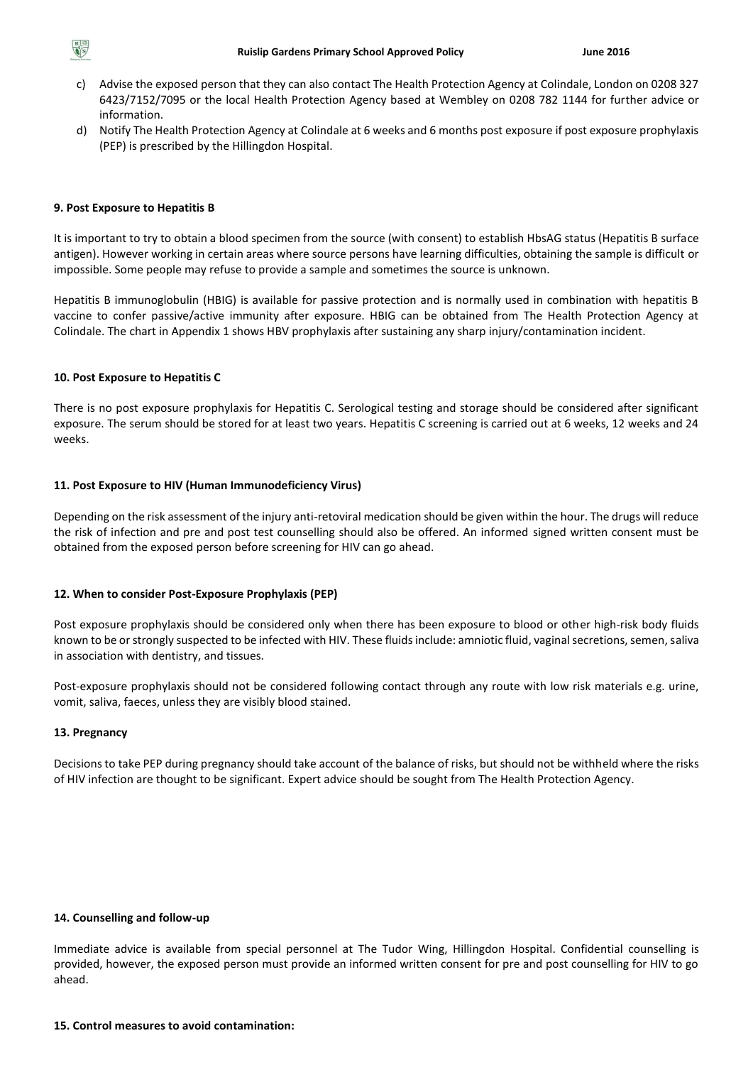c) Advise the exposed person that they can also contact The Health Protection Agency at Colindale, London on 0208 327 6423/7152/7095 or the local Health Protection Agency based at Wembley on 0208 782 1144 for further advice or information.

d) Notify The Health Protection Agency at Colindale at 6 weeks and 6 months post exposure if post exposure prophylaxis (PEP) is prescribed by the Hillingdon Hospital.

**9. Post Exposure to Hepatitis B**

It is important to try to obtain a blood specimen from the source (with consent) to establish HbsAG status (Hepatitis B surface antigen). However working in certain areas where source persons have learning difficulties, obtaining the sample is difficult or impossible. Some people may refuse to provide a sample and sometimes the source is unknown.

Hepatitis B immunoglobulin (HBIG) is available for passive protection and is normally used in combination with hepatitis B vaccine to confer passive/active immunity after exposure. HBIG can be obtained from The Health Protection Agency at Colindale. The chart in Appendix 1 shows HBV prophylaxis after sustaining any sharp injury/contamination incident.

**10. Post Exposure to Hepatitis C**

There is no post exposure prophylaxis for Hepatitis C. Serological testing and storage should be considered after significant exposure. The serum should be stored for at least two years. Hepatitis C screening is carried out at 6 weeks, 12 weeks and 24 weeks.

**11. Post Exposure to HIV (Human Immunodeficiency Virus)**

Depending on the risk assessment of the injury anti-retoviral medication should be given within the hour. The drugs will reduce the risk of infection and pre and post test counselling should also be offered. An informed signed written consent must be obtained from the exposed person before screening for HIV can go ahead.

**12. When to consider Post-Exposure Prophylaxis (PEP)**

Post exposure prophylaxis should be considered only when there has been exposure to blood or other high-risk body fluids known to be or strongly suspected to be infected with HIV. These fluids include: amniotic fluid, vaginal secretions, semen, saliva in association with dentistry, and tissues.

Post-exposure prophylaxis should not be considered following contact through any route with low risk materials e.g. urine, vomit, saliva, faeces, unless they are visibly blood stained.

**13. Pregnancy**

Decisions to take PEP during pregnancy should take account of the balance of risks, but should not be withheld where the risks of HIV infection are thought to be significant. Expert advice should be sought from The Health Protection Agency.

**14. Counselling and follow-up**

Immediate advice is available from special personnel at The Tudor Wing, Hillingdon Hospital. Confidential counselling is provided, however, the exposed person must provide an informed written consent for pre and post counselling for HIV to go ahead.

**15. Control measures to avoid contamination:**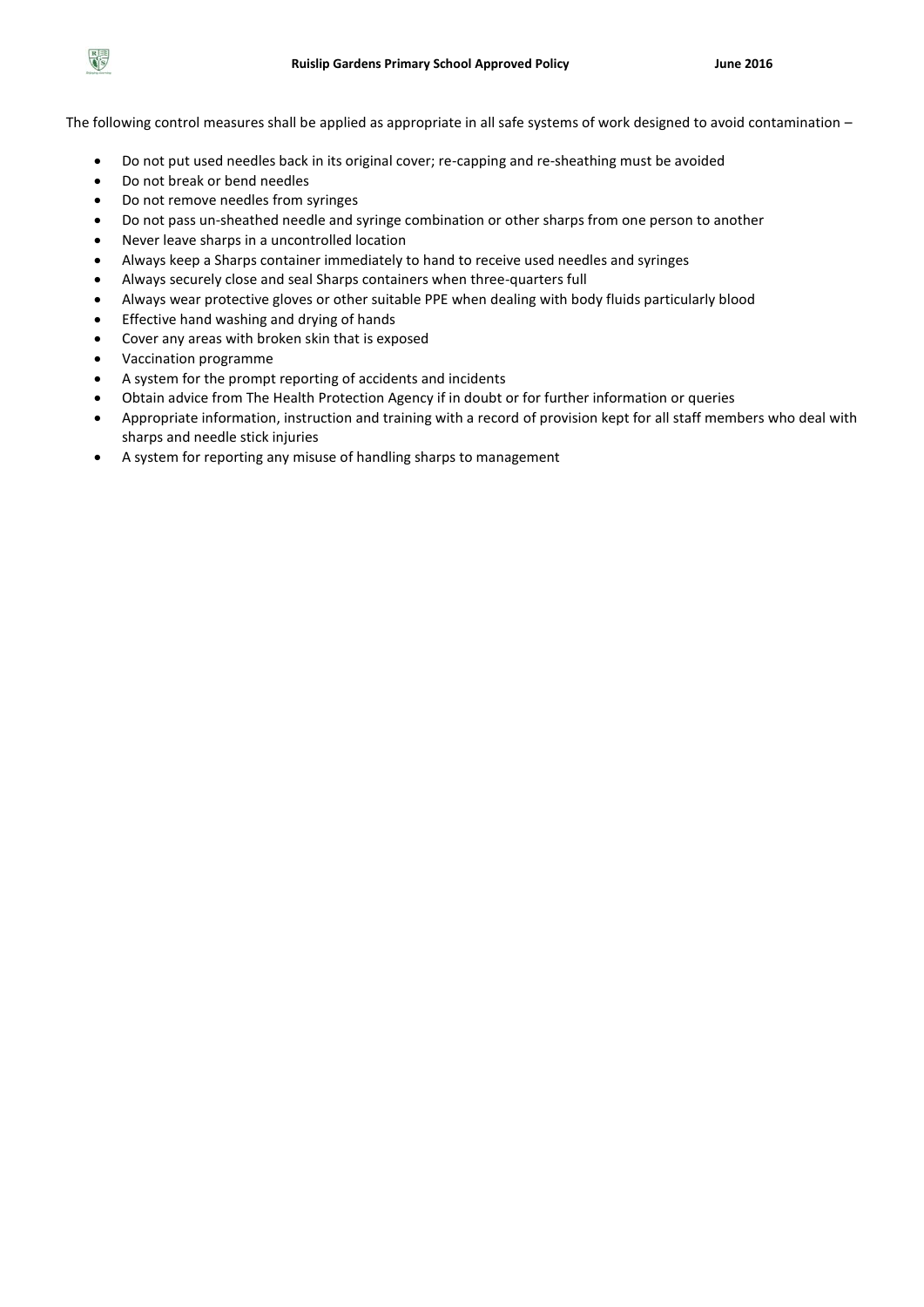The following control measures shall be applied as appropriate in all safe systems of work designed to avoid contamination –

- Do not put used needles back in its original cover; re-capping and re-sheathing must be avoided
- Do not break or bend needles
- Do not remove needles from syringes
- Do not pass un-sheathed needle and syringe combination or other sharps from one person to another
- Never leave sharps in a uncontrolled location
- Always keep a Sharps container immediately to hand to receive used needles and syringes
- Always securely close and seal Sharps containers when three-quarters full
- Always wear protective gloves or other suitable PPE when dealing with body fluids particularly blood
- Effective hand washing and drying of hands
- Cover any areas with broken skin that is exposed
- Vaccination programme
- A system for the prompt reporting of accidents and incidents
- Obtain advice from The Health Protection Agency if in doubt or for further information or queries
- Appropriate information, instruction and training with a record of provision kept for all staff members who deal with sharps and needle stick injuries
- A system for reporting any misuse of handling sharps to management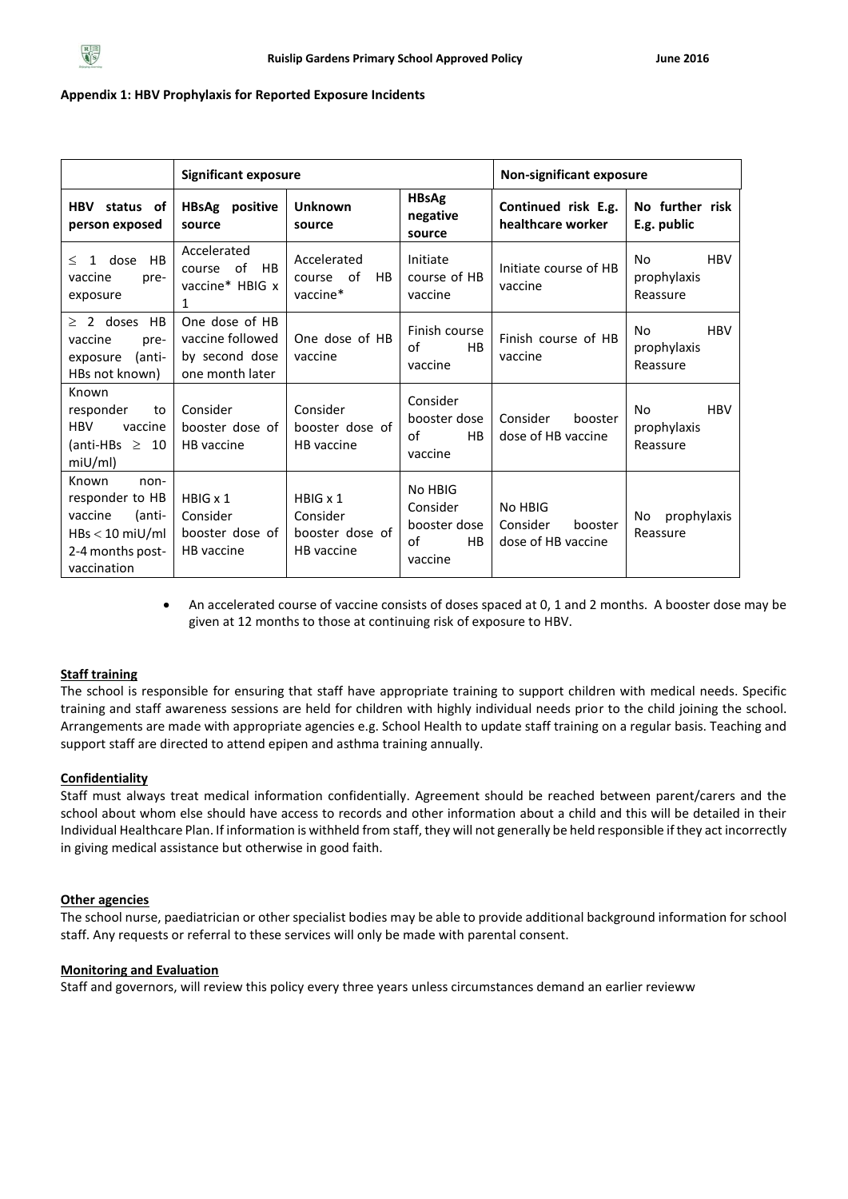**Appendix 1: HBV Prophylaxis for Reported Exposure Incidents**

| | Significant exposure | | | Non-significant exposure | |
|---|---|---|---|---|---|
| **HBV status of person exposed** | **HBsAg positive source** | **Unknown source** | **HBsAg negative source** | **Continued risk E.g. healthcare worker** | **No further risk E.g. public** |
| ≤ 1 dose HB vaccine pre-exposure | Accelerated course of HB vaccine* HBIG x 1 | Accelerated course of HB vaccine* | Initiate course of HB vaccine | Initiate course of HB vaccine | No HBV prophylaxis Reassure |
| ≥ 2 doses HB vaccine pre-exposure (anti-HBs not known) | One dose of HB vaccine followed by second dose one month later | One dose of HB vaccine | Finish course of HB vaccine | Finish course of HB vaccine | No HBV prophylaxis Reassure |
| Known responder to HBV vaccine (anti-HBs ≥ 10 miU/ml) | Consider booster dose of HB vaccine | Consider booster dose of HB vaccine | Consider booster dose of HB vaccine | Consider booster dose of HB vaccine | No HBV prophylaxis Reassure |
| Known non-responder to HB vaccine (anti-HBs < 10 miU/ml 2-4 months post-vaccination | HBIG x 1 Consider booster dose of HB vaccine | HBIG x 1 Consider booster dose of HB vaccine | No HBIG Consider booster dose of HB vaccine | No HBIG Consider booster dose of HB vaccine | No prophylaxis Reassure |

- An accelerated course of vaccine consists of doses spaced at 0, 1 and 2 months. A booster dose may be given at 12 months to those at continuing risk of exposure to HBV.

**Staff training**

The school is responsible for ensuring that staff have appropriate training to support children with medical needs. Specific training and staff awareness sessions are held for children with highly individual needs prior to the child joining the school. Arrangements are made with appropriate agencies e.g. School Health to update staff training on a regular basis. Teaching and support staff are directed to attend epipen and asthma training annually.

**Confidentiality**

Staff must always treat medical information confidentially. Agreement should be reached between parent/carers and the school about whom else should have access to records and other information about a child and this will be detailed in their Individual Healthcare Plan. If information is withheld from staff, they will not generally be held responsible if they act incorrectly in giving medical assistance but otherwise in good faith.

**Other agencies**

The school nurse, paediatrician or other specialist bodies may be able to provide additional background information for school staff. Any requests or referral to these services will only be made with parental consent.

**Monitoring and Evaluation**

Staff and governors, will review this policy every three years unless circumstances demand an earlier revieww